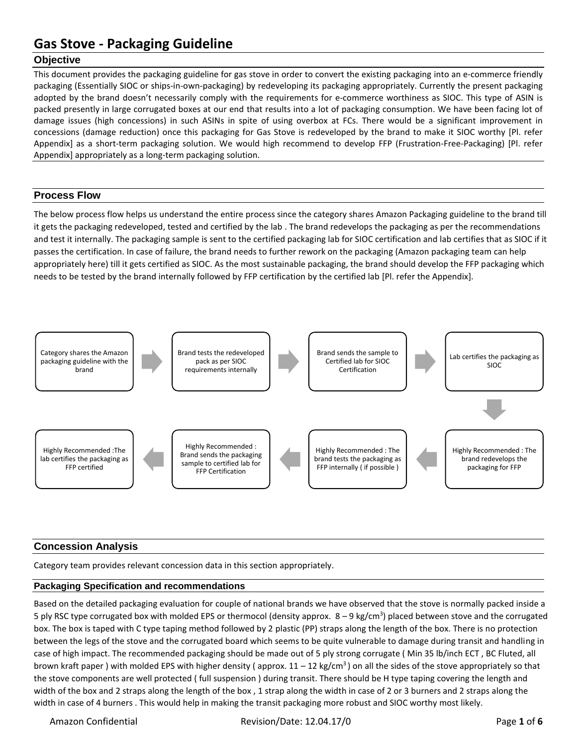# Gas Stove - Packaging Guideline

## Objective

This document provides the packaging guideline for gas stove in order to convert the existing packaging into an e-commerce friendly packaging (Essentially SIOC or ships-in-own-packaging) by redeveloping its packaging appropriately. Currently the present packaging adopted by the brand doesn't necessarily comply with the requirements for e-commerce worthiness as SIOC. This type of ASIN is packed presently in large corrugated boxes at our end that results into a lot of packaging consumption. We have been facing lot of damage issues (high concessions) in such ASINs in spite of using overbox at FCs. There would be a significant improvement in concessions (damage reduction) once this packaging for Gas Stove is redeveloped by the brand to make it SIOC worthy [Pl. refer Appendix] as a short-term packaging solution. We would high recommend to develop FFP (Frustration-Free-Packaging) [Pl. refer Appendix] appropriately as a long-term packaging solution.

## Process Flow

The below process flow helps us understand the entire process since the category shares Amazon Packaging guideline to the brand till it gets the packaging redeveloped, tested and certified by the lab . The brand redevelops the packaging as per the recommendations and test it internally. The packaging sample is sent to the certified packaging lab for SIOC certification and lab certifies that as SIOC if it passes the certification. In case of failure, the brand needs to further rework on the packaging (Amazon packaging team can help appropriately here) till it gets certified as SIOC. As the most sustainable packaging, the brand should develop the FFP packaging which needs to be tested by the brand internally followed by FFP certification by the certified lab [Pl. refer the Appendix].

1. Category shares the Amazon packaging guideline with the brand
2. Brand tests the redeveloped pack as per SIOC requirements internally
3. Brand sends the sample to Certified lab for SIOC Certification
4. Lab certifies the packaging as SIOC
5. Highly Recommended : The brand redevelops the packaging for FFP
6. Highly Recommended : The brand tests the packaging as FFP internally ( if possible )
7. Highly Recommended : Brand sends the packaging sample to certified lab for FFP Certification
8. Highly Recommended :The lab certifies the packaging as FFP certified

## Concession Analysis

Category team provides relevant concession data in this section appropriately.

### Packaging Specification and recommendations

Based on the detailed packaging evaluation for couple of national brands we have observed that the stove is normally packed inside a 5 ply RSC type corrugated box with molded EPS or thermocol (density approx. 8 – 9 kg/cm$^3$) placed between stove and the corrugated box. The box is taped with C type taping method followed by 2 plastic (PP) straps along the length of the box. There is no protection between the legs of the stove and the corrugated board which seems to be quite vulnerable to damage during transit and handling in case of high impact. The recommended packaging should be made out of 5 ply strong corrugate ( Min 35 lb/inch ECT , BC Fluted, all brown kraft paper ) with molded EPS with higher density ( approx. 11 – 12 kg/cm$^3$ ) on all the sides of the stove appropriately so that the stove components are well protected ( full suspension ) during transit. There should be H type taping covering the length and width of the box and 2 straps along the length of the box , 1 strap along the width in case of 2 or 3 burners and 2 straps along the width in case of 4 burners . This would help in making the transit packaging more robust and SIOC worthy most likely.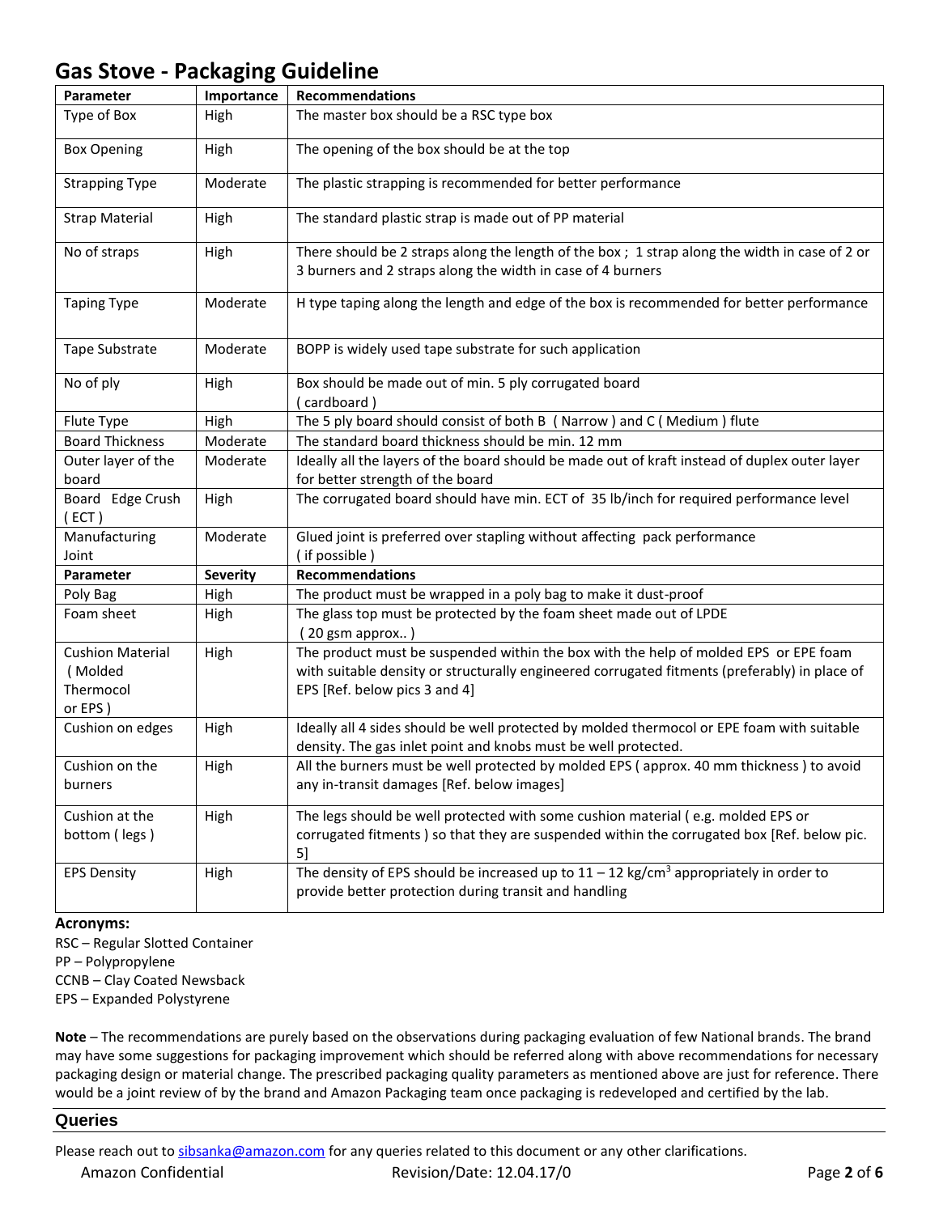# Gas Stove - Packaging Guideline

| Parameter | Importance | Recommendations |
|---|---|---|
| Type of Box | High | The master box should be a RSC type box |
| Box Opening | High | The opening of the box should be at the top |
| Strapping Type | Moderate | The plastic strapping is recommended for better performance |
| Strap Material | High | The standard plastic strap is made out of PP material |
| No of straps | High | There should be 2 straps along the length of the box ; 1 strap along the width in case of 2 or 3 burners and 2 straps along the width in case of 4 burners |
| Taping Type | Moderate | H type taping along the length and edge of the box is recommended for better performance |
| Tape Substrate | Moderate | BOPP is widely used tape substrate for such application |
| No of ply | High | Box should be made out of min. 5 ply corrugated board ( cardboard ) |
| Flute Type | High | The 5 ply board should consist of both B ( Narrow ) and C ( Medium ) flute |
| Board Thickness | Moderate | The standard board thickness should be min. 12 mm |
| Outer layer of the board | Moderate | Ideally all the layers of the board should be made out of kraft instead of duplex outer layer for better strength of the board |
| Board Edge Crush ( ECT ) | High | The corrugated board should have min. ECT of 35 lb/inch for required performance level |
| Manufacturing Joint | Moderate | Glued joint is preferred over stapling without affecting pack performance ( if possible ) |
| **Parameter** | **Severity** | **Recommendations** |
| Poly Bag | High | The product must be wrapped in a poly bag to make it dust-proof |
| Foam sheet | High | The glass top must be protected by the foam sheet made out of LPDE ( 20 gsm approx.. ) |
| Cushion Material ( Molded Thermocol or EPS ) | High | The product must be suspended within the box with the help of molded EPS or EPE foam with suitable density or structurally engineered corrugated fitments (preferably) in place of EPS [Ref. below pics 3 and 4] |
| Cushion on edges | High | Ideally all 4 sides should be well protected by molded thermocol or EPE foam with suitable density. The gas inlet point and knobs must be well protected. |
| Cushion on the burners | High | All the burners must be well protected by molded EPS ( approx. 40 mm thickness ) to avoid any in-transit damages [Ref. below images] |
| Cushion at the bottom ( legs ) | High | The legs should be well protected with some cushion material ( e.g. molded EPS or corrugated fitments ) so that they are suspended within the corrugated box [Ref. below pic. 5] |
| EPS Density | High | The density of EPS should be increased up to 11 – 12 kg/cm$^3$ appropriately in order to provide better protection during transit and handling |

**Acronyms:**

RSC – Regular Slotted Container
PP – Polypropylene
CCNB – Clay Coated Newsback
EPS – Expanded Polystyrene

**Note** – The recommendations are purely based on the observations during packaging evaluation of few National brands. The brand may have some suggestions for packaging improvement which should be referred along with above recommendations for necessary packaging design or material change. The prescribed packaging quality parameters as mentioned above are just for reference. There would be a joint review of by the brand and Amazon Packaging team once packaging is redeveloped and certified by the lab.

## Queries

Please reach out to sibsanka@amazon.com for any queries related to this document or any other clarifications.

Amazon Confidential Revision/Date: 12.04.17/0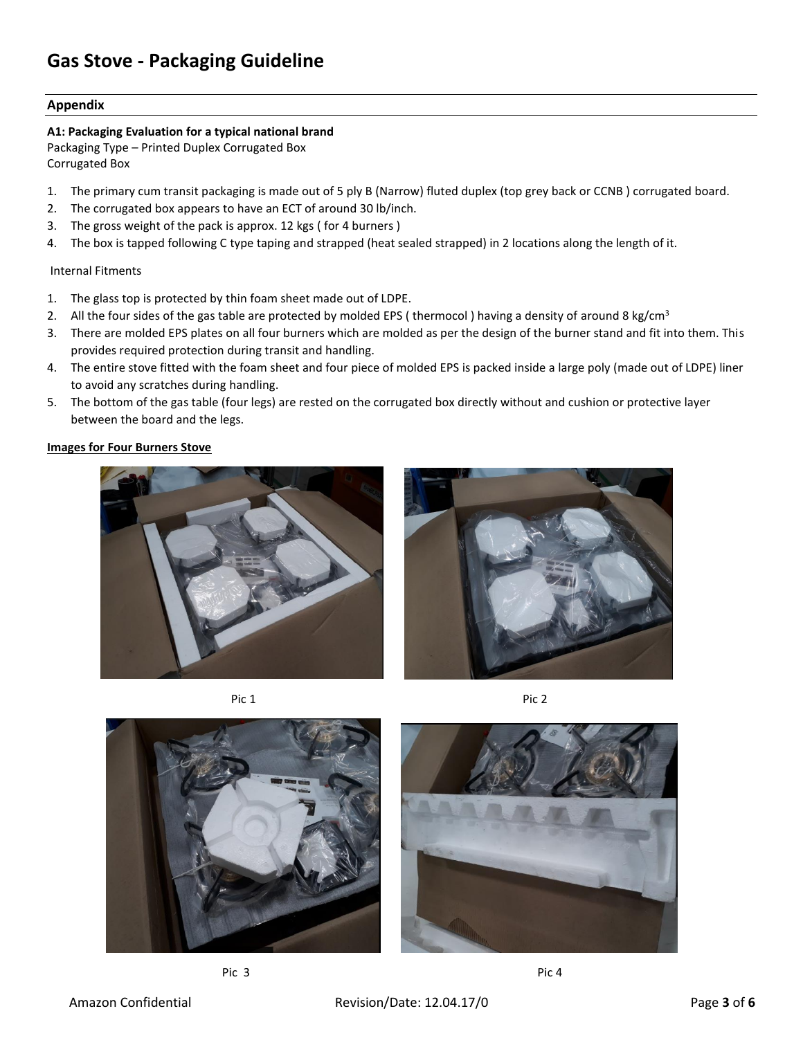# Gas Stove - Packaging Guideline

## Appendix

**A1: Packaging Evaluation for a typical national brand**
Packaging Type – Printed Duplex Corrugated Box
Corrugated Box

1. The primary cum transit packaging is made out of 5 ply B (Narrow) fluted duplex (top grey back or CCNB ) corrugated board.
2. The corrugated box appears to have an ECT of around 30 lb/inch.
3. The gross weight of the pack is approx. 12 kgs ( for 4 burners )
4. The box is tapped following C type taping and strapped (heat sealed strapped) in 2 locations along the length of it.

Internal Fitments

1. The glass top is protected by thin foam sheet made out of LDPE.
2. All the four sides of the gas table are protected by molded EPS ( thermocol ) having a density of around 8 kg/cm$^3$
3. There are molded EPS plates on all four burners which are molded as per the design of the burner stand and fit into them. This provides required protection during transit and handling.
4. The entire stove fitted with the foam sheet and four piece of molded EPS is packed inside a large poly (made out of LDPE) liner to avoid any scratches during handling.
5. The bottom of the gas table (four legs) are rested on the corrugated box directly without and cushion or protective layer between the board and the legs.

**Images for Four Burners Stove**

Pic 1

Pic 2

Pic 3

Pic 4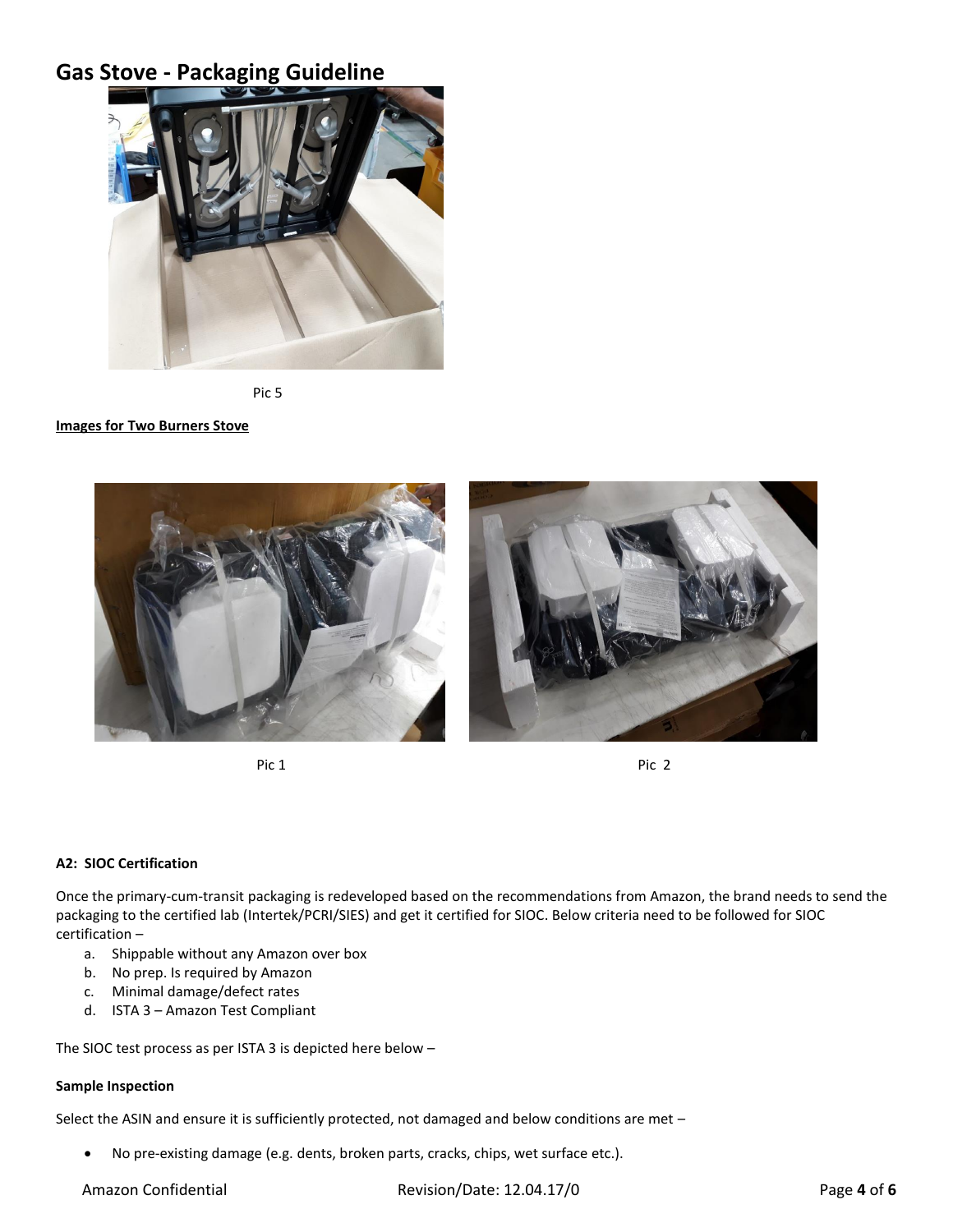# Gas Stove - Packaging Guideline

Pic 5

**Images for Two Burners Stove**

Pic 1

Pic 2

**A2: SIOC Certification**

Once the primary-cum-transit packaging is redeveloped based on the recommendations from Amazon, the brand needs to send the packaging to the certified lab (Intertek/PCRI/SIES) and get it certified for SIOC. Below criteria need to be followed for SIOC certification –

a. Shippable without any Amazon over box
b. No prep. Is required by Amazon
c. Minimal damage/defect rates
d. ISTA 3 – Amazon Test Compliant

The SIOC test process as per ISTA 3 is depicted here below –

**Sample Inspection**

Select the ASIN and ensure it is sufficiently protected, not damaged and below conditions are met –

- No pre-existing damage (e.g. dents, broken parts, cracks, chips, wet surface etc.).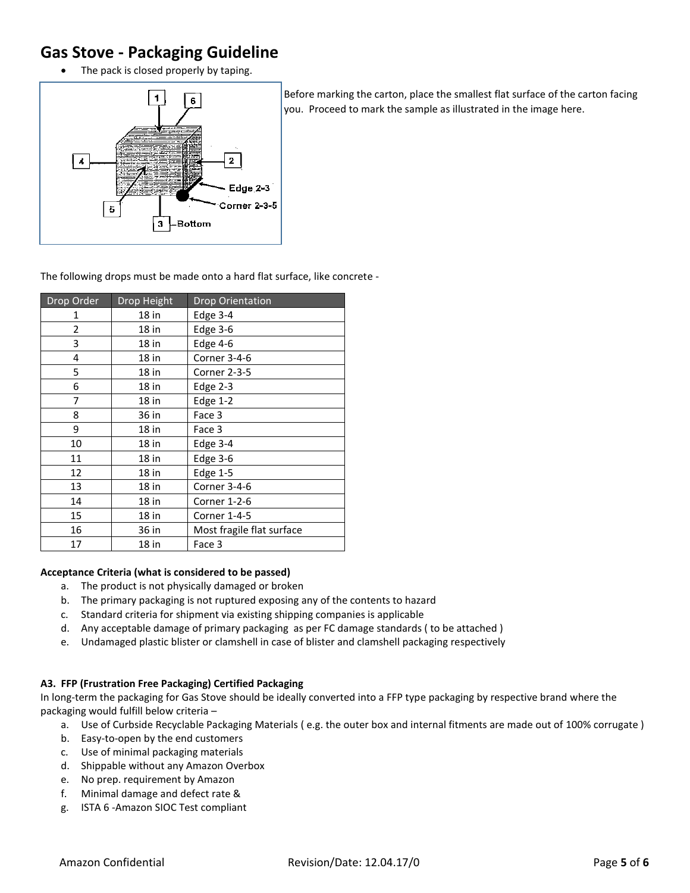# Gas Stove - Packaging Guideline

- The pack is closed properly by taping.

Before marking the carton, place the smallest flat surface of the carton facing you. Proceed to mark the sample as illustrated in the image here.

The following drops must be made onto a hard flat surface, like concrete -

| Drop Order | Drop Height | Drop Orientation |
|---|---|---|
| 1 | 18 in | Edge 3-4 |
| 2 | 18 in | Edge 3-6 |
| 3 | 18 in | Edge 4-6 |
| 4 | 18 in | Corner 3-4-6 |
| 5 | 18 in | Corner 2-3-5 |
| 6 | 18 in | Edge 2-3 |
| 7 | 18 in | Edge 1-2 |
| 8 | 36 in | Face 3 |
| 9 | 18 in | Face 3 |
| 10 | 18 in | Edge 3-4 |
| 11 | 18 in | Edge 3-6 |
| 12 | 18 in | Edge 1-5 |
| 13 | 18 in | Corner 3-4-6 |
| 14 | 18 in | Corner 1-2-6 |
| 15 | 18 in | Corner 1-4-5 |
| 16 | 36 in | Most fragile flat surface |
| 17 | 18 in | Face 3 |

**Acceptance Criteria (what is considered to be passed)**

a. The product is not physically damaged or broken
b. The primary packaging is not ruptured exposing any of the contents to hazard
c. Standard criteria for shipment via existing shipping companies is applicable
d. Any acceptable damage of primary packaging as per FC damage standards ( to be attached )
e. Undamaged plastic blister or clamshell in case of blister and clamshell packaging respectively

**A3. FFP (Frustration Free Packaging) Certified Packaging**

In long-term the packaging for Gas Stove should be ideally converted into a FFP type packaging by respective brand where the packaging would fulfill below criteria –

a. Use of Curbside Recyclable Packaging Materials ( e.g. the outer box and internal fitments are made out of 100% corrugate )
b. Easy-to-open by the end customers
c. Use of minimal packaging materials
d. Shippable without any Amazon Overbox
e. No prep. requirement by Amazon
f. Minimal damage and defect rate &
g. ISTA 6 -Amazon SIOC Test compliant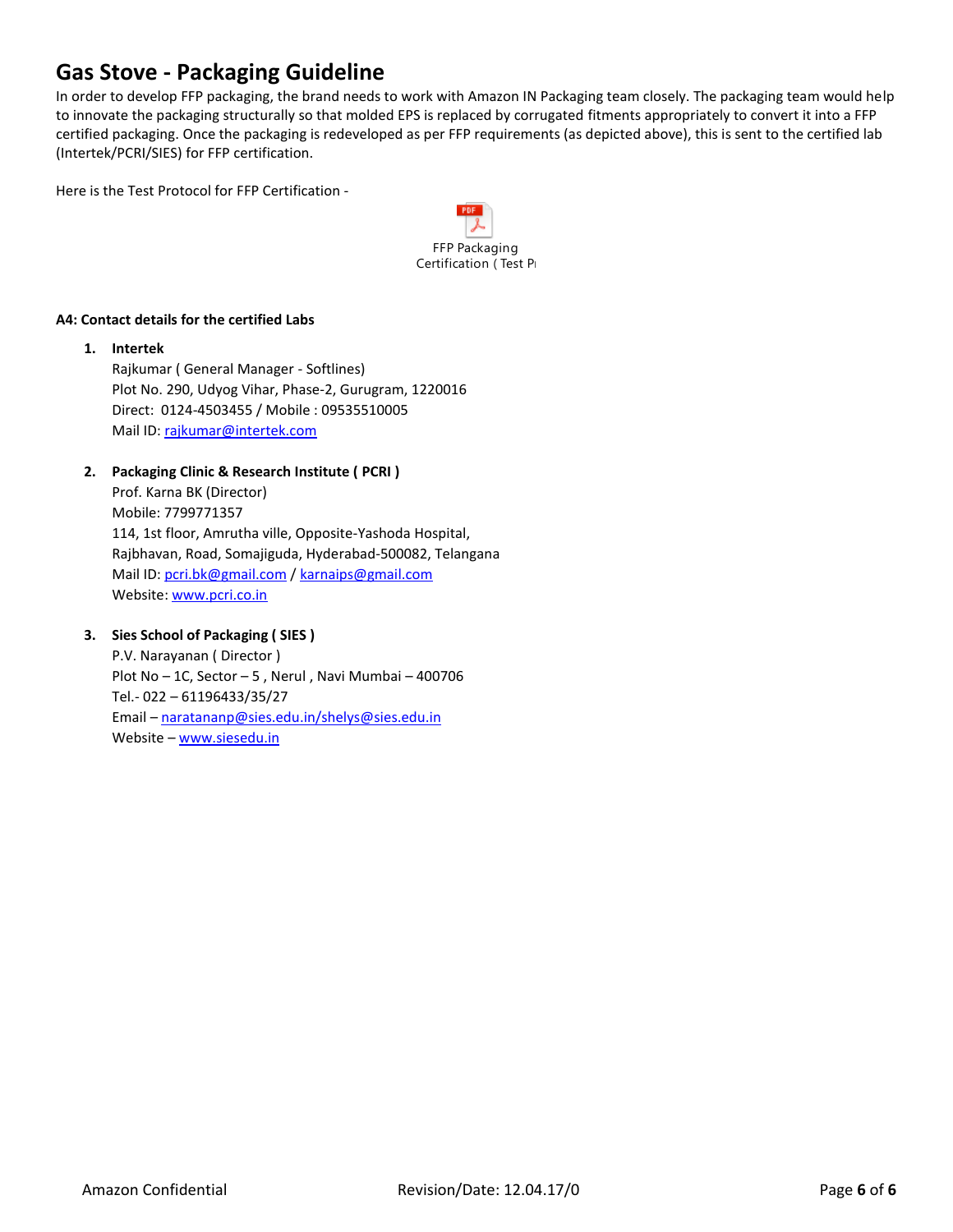# Gas Stove - Packaging Guideline

In order to develop FFP packaging, the brand needs to work with Amazon IN Packaging team closely. The packaging team would help to innovate the packaging structurally so that molded EPS is replaced by corrugated fitments appropriately to convert it into a FFP certified packaging. Once the packaging is redeveloped as per FFP requirements (as depicted above), this is sent to the certified lab (Intertek/PCRI/SIES) for FFP certification.

Here is the Test Protocol for FFP Certification -

FFP Packaging Certification ( Test Pr

**A4: Contact details for the certified Labs**

1. **Intertek**
   Rajkumar ( General Manager - Softlines)
   Plot No. 290, Udyog Vihar, Phase-2, Gurugram, 1220016
   Direct: 0124-4503455 / Mobile : 09535510005
   Mail ID: rajkumar@intertek.com

2. **Packaging Clinic & Research Institute ( PCRI )**
   Prof. Karna BK (Director)
   Mobile: 7799771357
   114, 1st floor, Amrutha ville, Opposite-Yashoda Hospital,
   Rajbhavan, Road, Somajiguda, Hyderabad-500082, Telangana
   Mail ID: pcri.bk@gmail.com / karnaips@gmail.com
   Website: www.pcri.co.in

3. **Sies School of Packaging ( SIES )**
   P.V. Narayanan ( Director )
   Plot No – 1C, Sector – 5 , Nerul , Navi Mumbai – 400706
   Tel.- 022 – 61196433/35/27
   Email – naratananp@sies.edu.in/shelys@sies.edu.in
   Website – www.siesedu.in

Amazon Confidential Revision/Date: 12.04.17/0